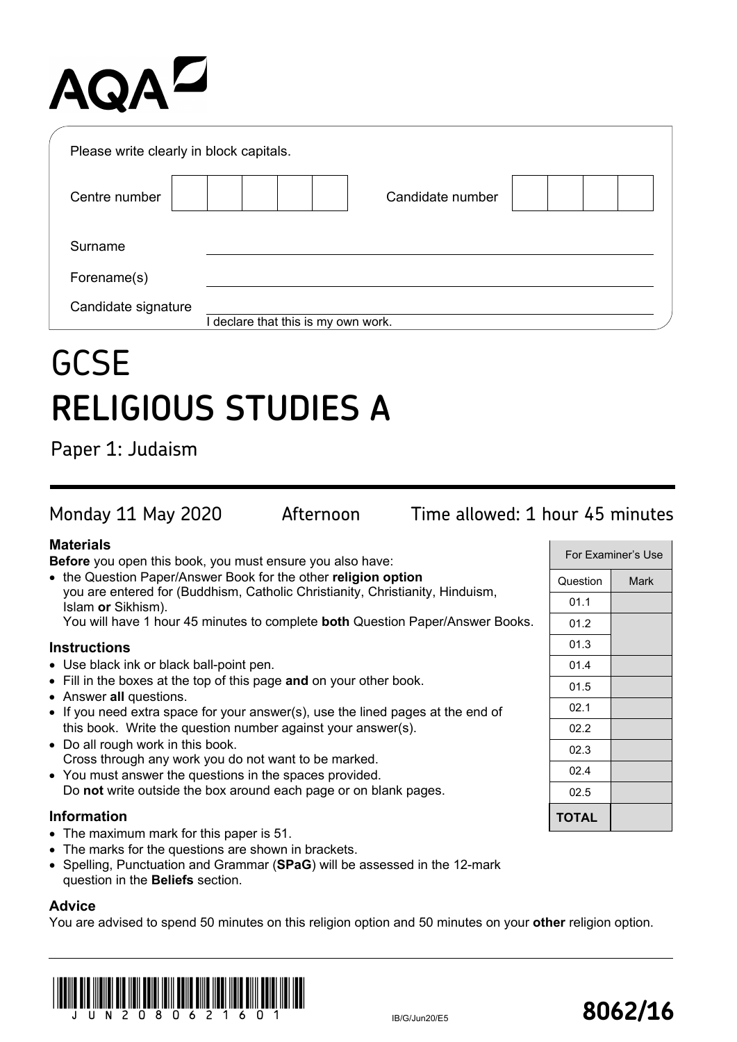AQA

Please write clearly in block capitals.

| Centre number | | Candidate number | |
|---|---|---|---|

Surname ____________________

Forename(s) ____________________

Candidate signature ____________________
I declare that this is my own work.

# GCSE
# RELIGIOUS STUDIES A

Paper 1: Judaism

Monday 11 May 2020 Afternoon Time allowed: 1 hour 45 minutes

### Materials

**Before** you open this book, you must ensure you also have:

- the Question Paper/Answer Book for the other **religion option** you are entered for (Buddhism, Catholic Christianity, Christianity, Hinduism, Islam **or** Sikhism).
  You will have 1 hour 45 minutes to complete **both** Question Paper/Answer Books.

### Instructions

- Use black ink or black ball-point pen.
- Fill in the boxes at the top of this page **and** on your other book.
- Answer **all** questions.
- If you need extra space for your answer(s), use the lined pages at the end of this book. Write the question number against your answer(s).
- Do all rough work in this book.
  Cross through any work you do not want to be marked.
- You must answer the questions in the spaces provided.
  Do **not** write outside the box around each page or on blank pages.

### Information

- The maximum mark for this paper is 51.
- The marks for the questions are shown in brackets.
- Spelling, Punctuation and Grammar (**SPaG**) will be assessed in the 12-mark question in the **Beliefs** section.

### Advice

You are advised to spend 50 minutes on this religion option and 50 minutes on your **other** religion option.

| For Examiner's Use | |
|---|---|
| Question | Mark |
| 01.1 | |
| 01.2 | |
| 01.3 | |
| 01.4 | |
| 01.5 | |
| 02.1 | |
| 02.2 | |
| 02.3 | |
| 02.4 | |
| 02.5 | |
| **TOTAL** | |

JUN208062160 1

IB/G/Jun20/E5

**8062/16**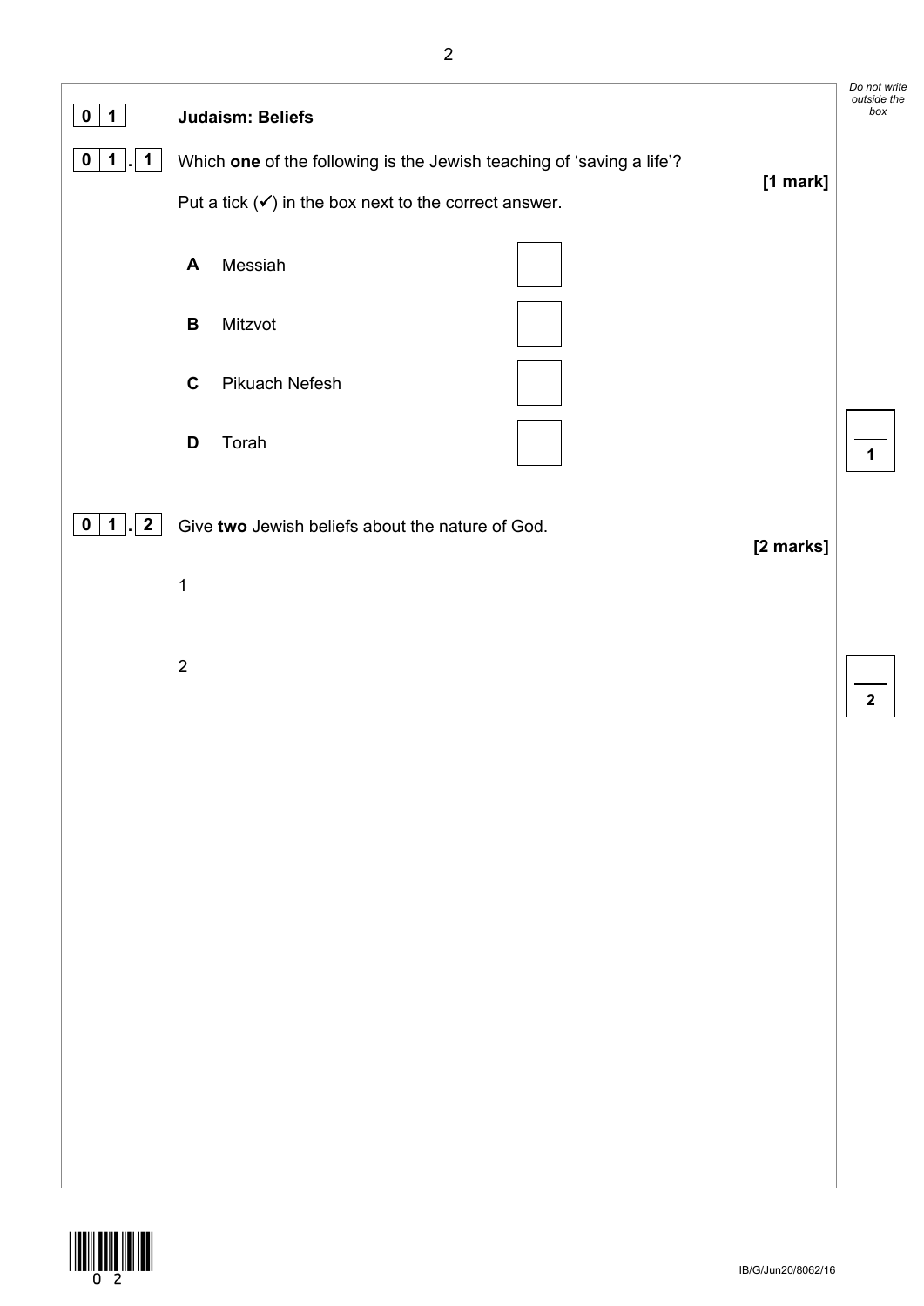**0 1** **Judaism: Beliefs**

**0 1 . 1** Which **one** of the following is the Jewish teaching of 'saving a life'?

**[1 mark]**

Put a tick (✔) in the box next to the correct answer.

- **A** Messiah ☐
- **B** Mitzvot ☐
- **C** Pikuach Nefesh ☐
- **D** Torah ☐

**0 1 . 2** Give **two** Jewish beliefs about the nature of God.

**[2 marks]**

1 ____________________________________________

____________________________________________

2 ____________________________________________

____________________________________________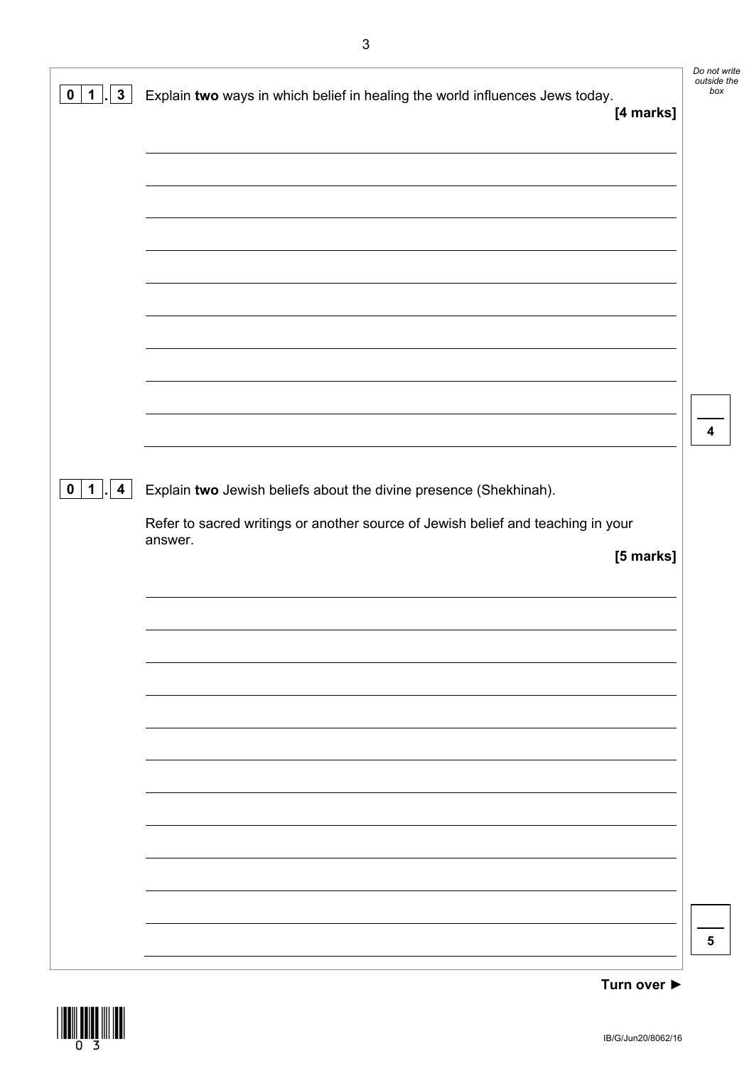**0 1 . 3** Explain **two** ways in which belief in healing the world influences Jews today.

**[4 marks]**

**0 1 . 4** Explain **two** Jewish beliefs about the divine presence (Shekhinah).

Refer to sacred writings or another source of Jewish belief and teaching in your answer.

**[5 marks]**

**Turn over ►**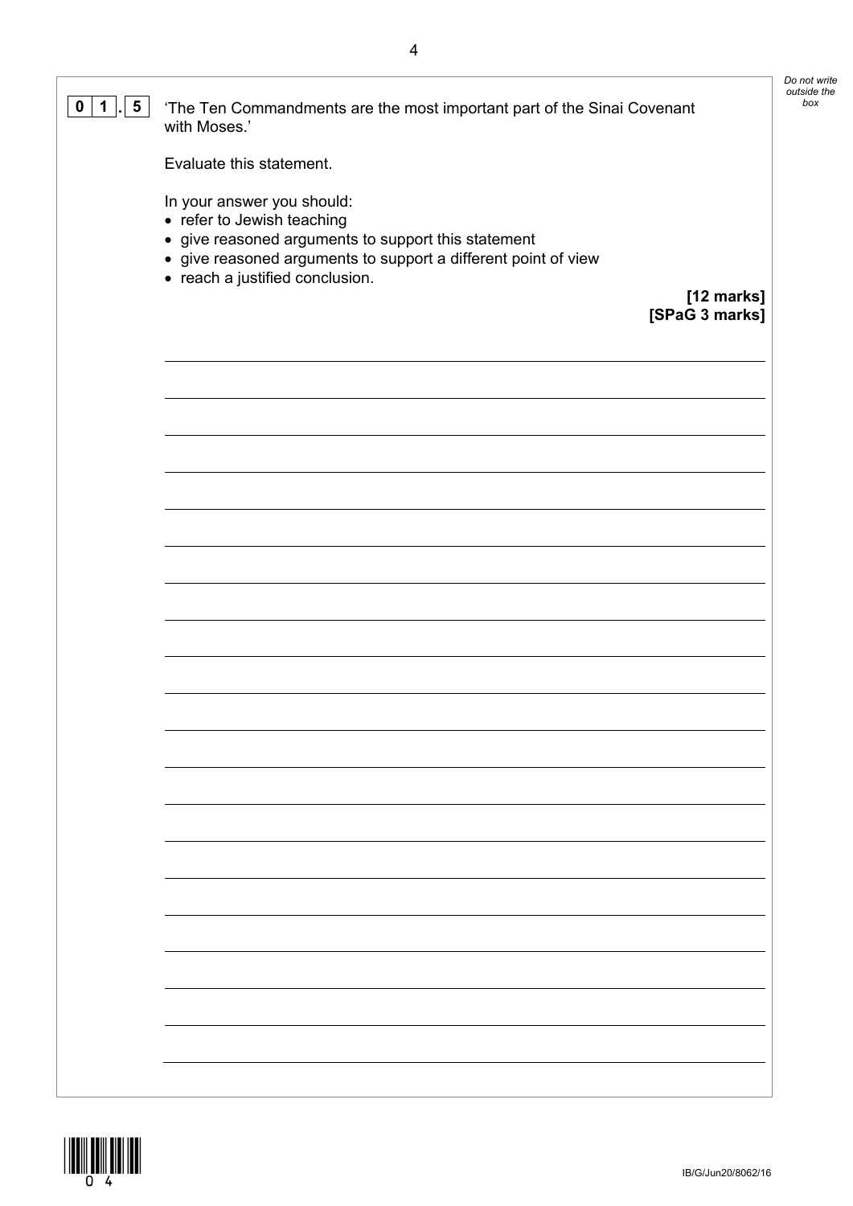**0 1 . 5** 'The Ten Commandments are the most important part of the Sinai Covenant with Moses.'

Evaluate this statement.

In your answer you should:

- refer to Jewish teaching
- give reasoned arguments to support this statement
- give reasoned arguments to support a different point of view
- reach a justified conclusion.

**[12 marks]**
**[SPaG 3 marks]**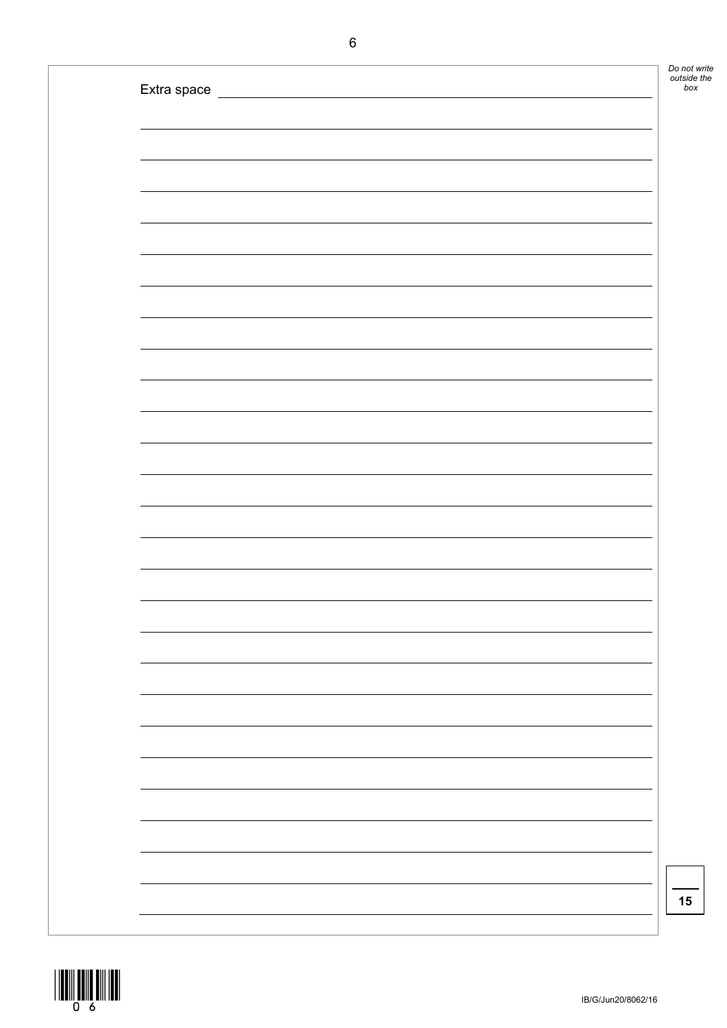Extra space

15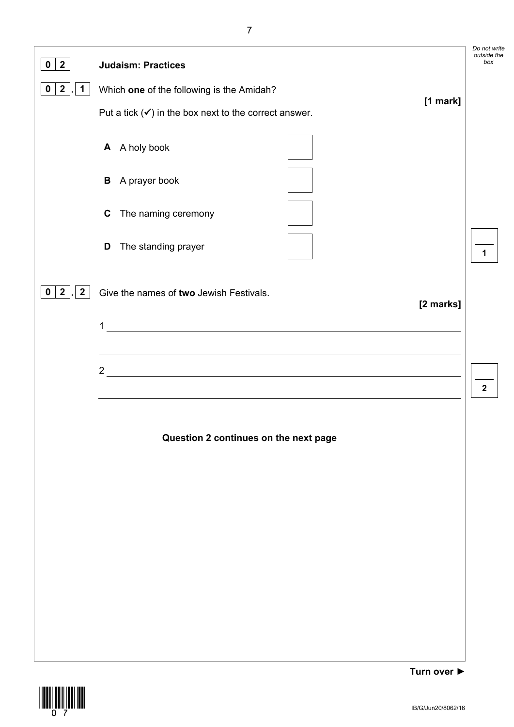**0 2** **Judaism: Practices**

**0 2 . 1** Which **one** of the following is the Amidah?

**[1 mark]**

Put a tick (✓) in the box next to the correct answer.

| | | |
|---|---|---|
| **A** | A holy book | ☐ |
| **B** | A prayer book | ☐ |
| **C** | The naming ceremony | ☐ |
| **D** | The standing prayer | ☐ |

**0 2 . 2** Give the names of **two** Jewish Festivals.

**[2 marks]**

1 ____________________________________________

____________________________________________

2 ____________________________________________

____________________________________________

**Question 2 continues on the next page**

**Turn over ►**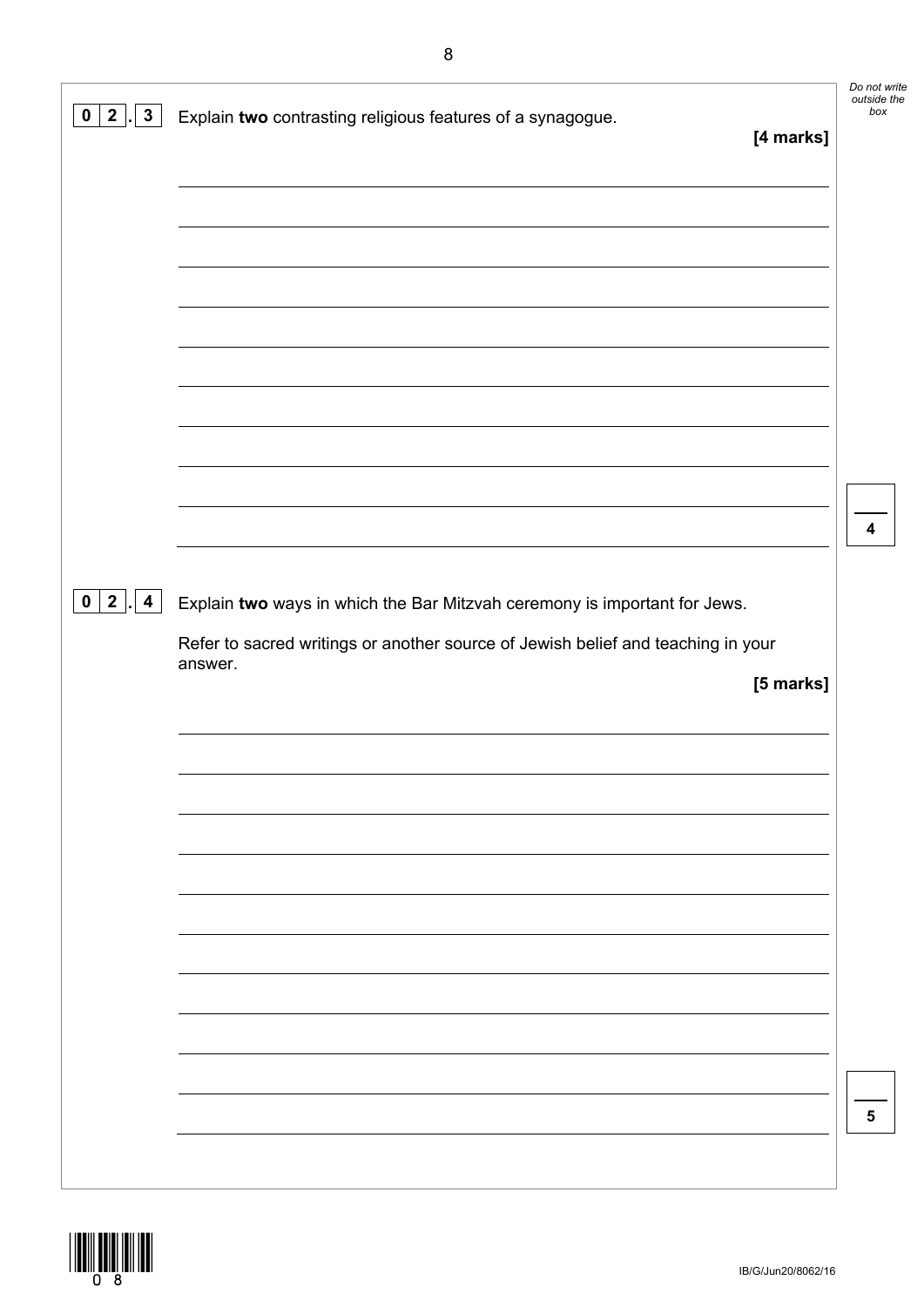**0 2 . 3** Explain **two** contrasting religious features of a synagogue.

**[4 marks]**

**0 2 . 4** Explain **two** ways in which the Bar Mitzvah ceremony is important for Jews.

Refer to sacred writings or another source of Jewish belief and teaching in your answer.

**[5 marks]**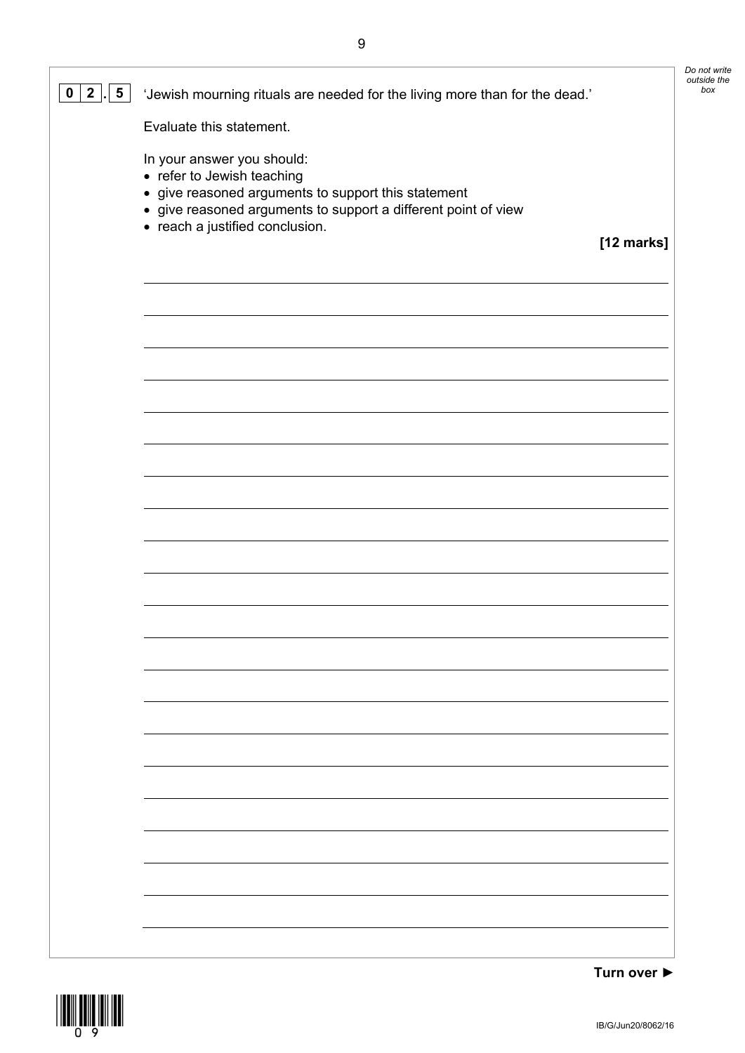**0 2 . 5** 'Jewish mourning rituals are needed for the living more than for the dead.'

Evaluate this statement.

In your answer you should:

- refer to Jewish teaching
- give reasoned arguments to support this statement
- give reasoned arguments to support a different point of view
- reach a justified conclusion.

**[12 marks]**

Turn over ►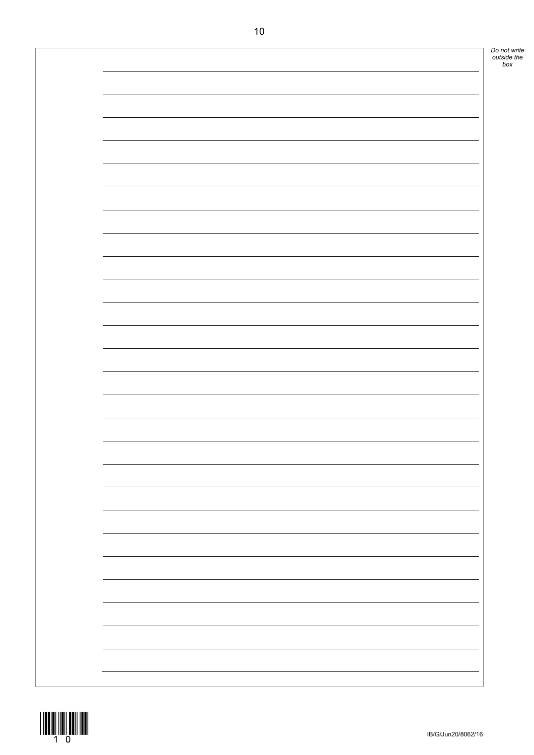Do not write outside the box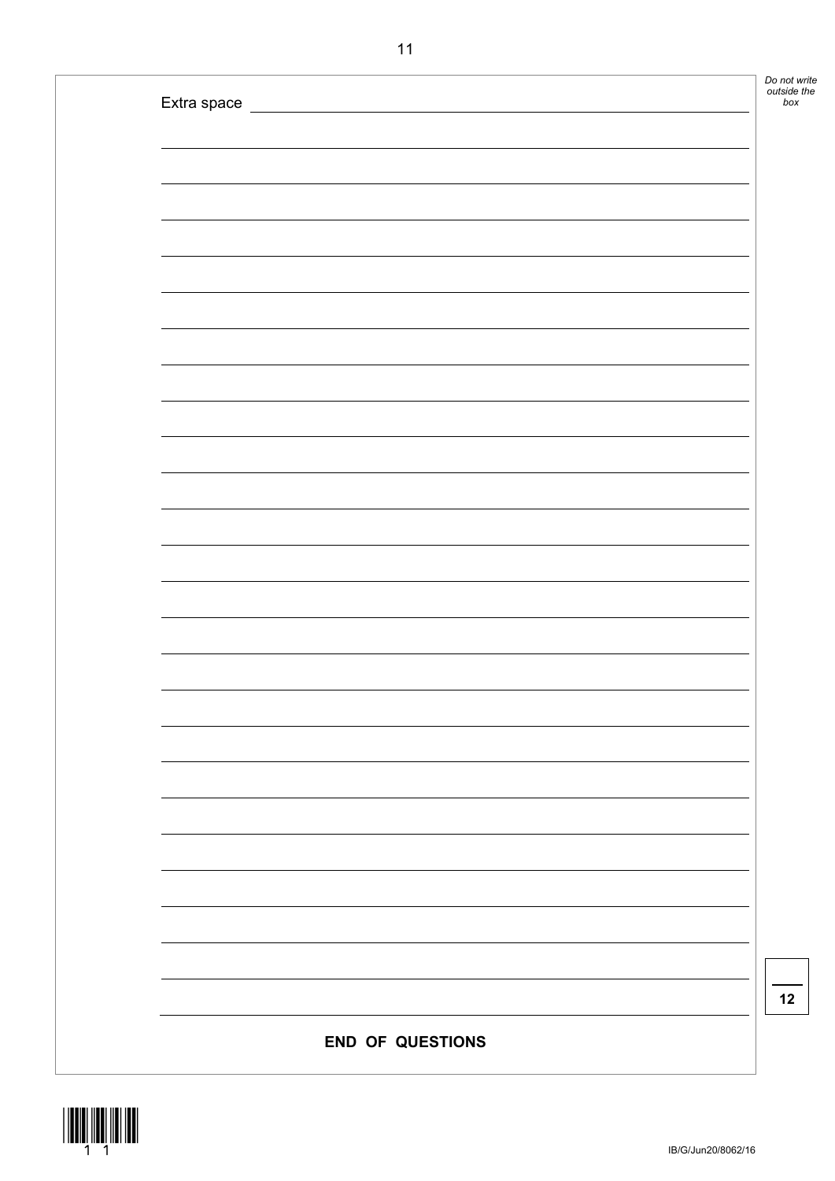Extra space

**12**

**END OF QUESTIONS**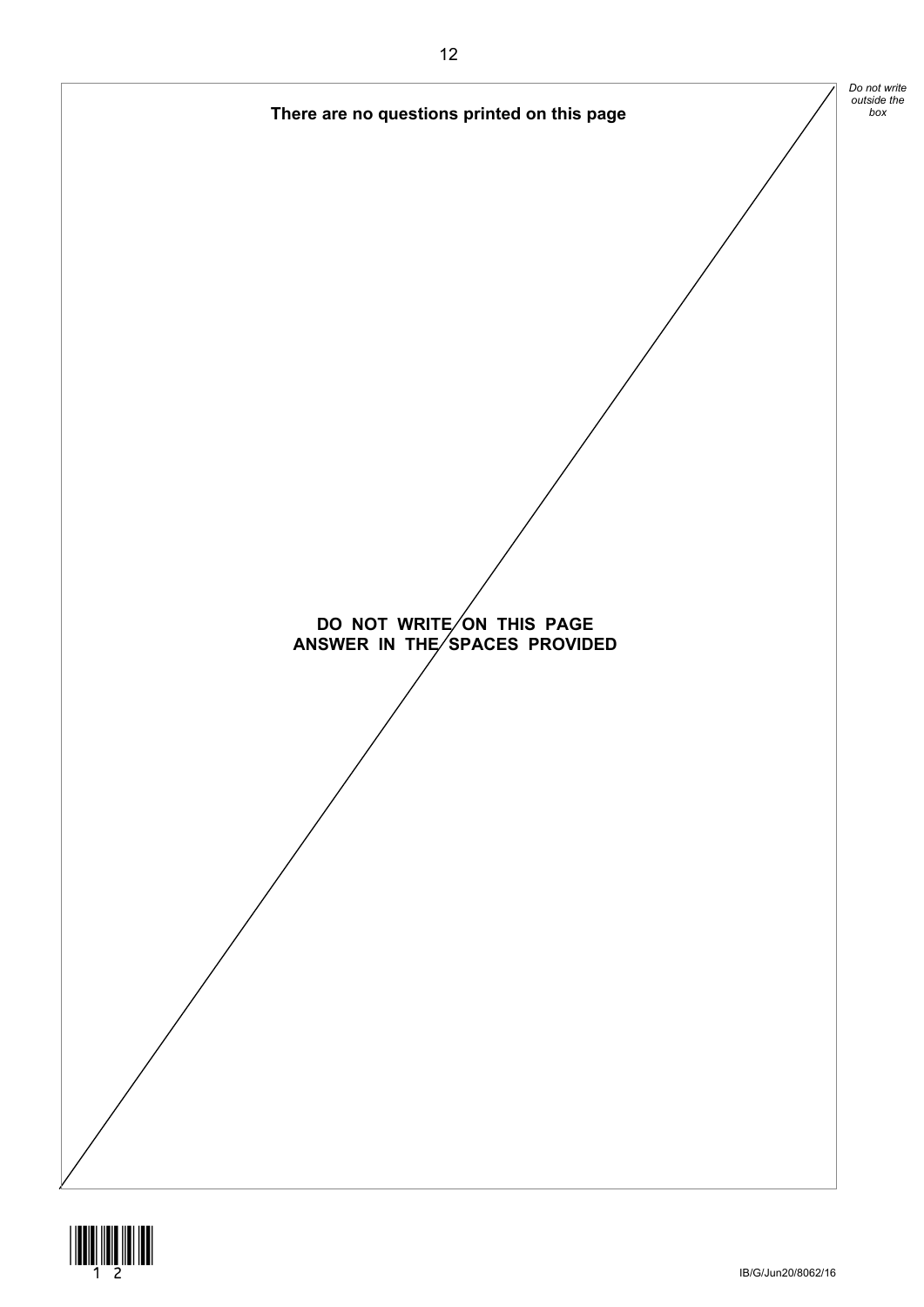**There are no questions printed on this page**

**DO NOT WRITE ON THIS PAGE**
**ANSWER IN THE SPACES PROVIDED**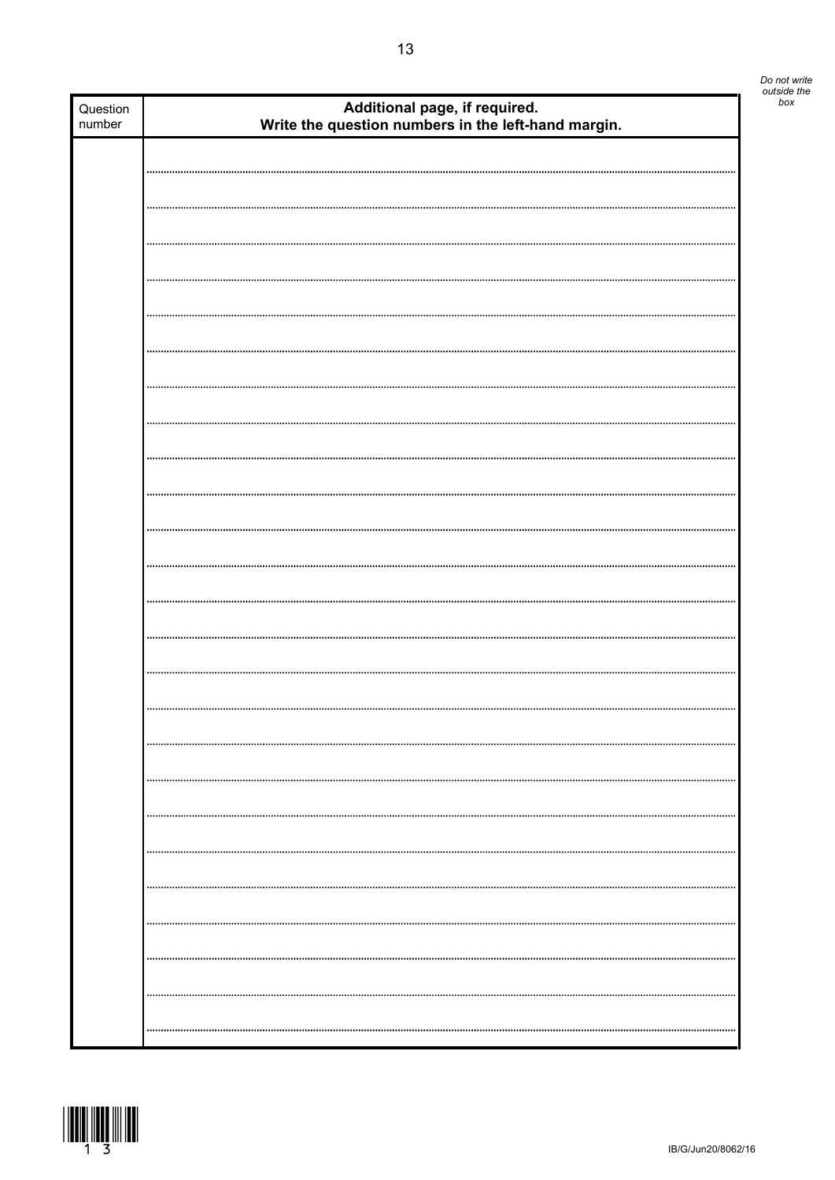| Question number | Additional page, if required. Write the question numbers in the left-hand margin. |
| --- | --- |
| | |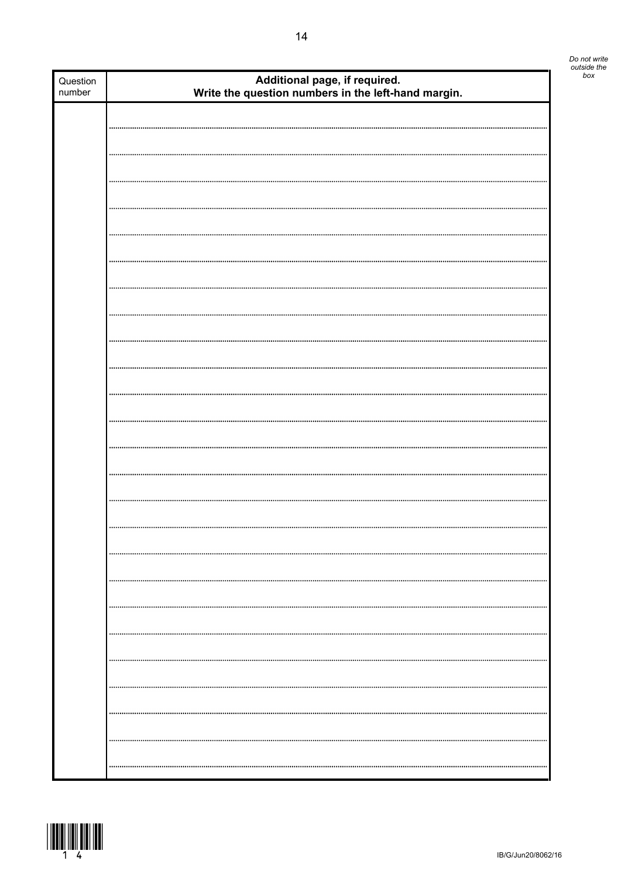*Do not write outside the box*

| Question number | Additional page, if required. Write the question numbers in the left-hand margin. |
|---|---|
| | |

IB/G/Jun20/8062/16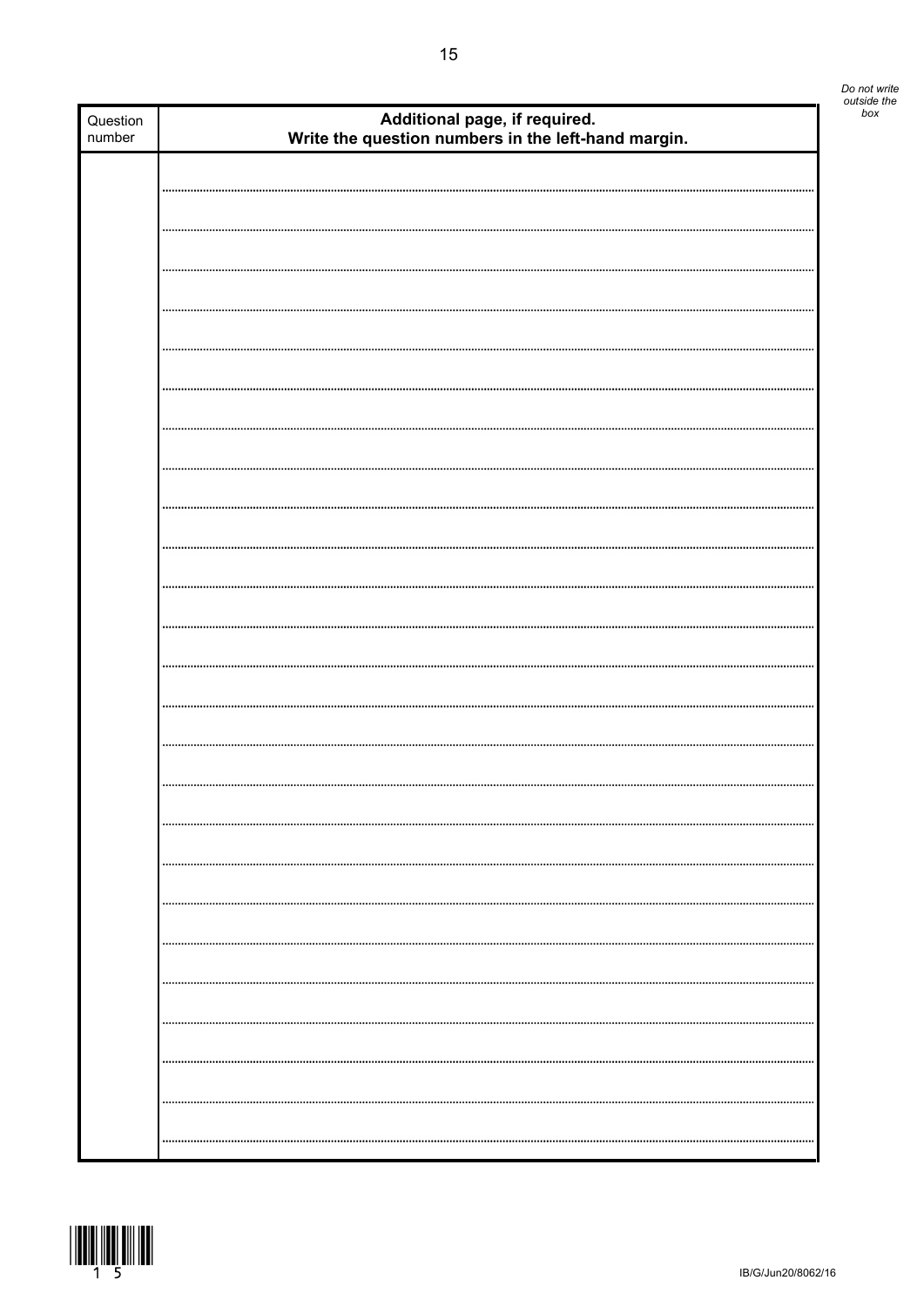| Question number | Additional page, if required. Write the question numbers in the left-hand margin. |
| --- | --- |
| | |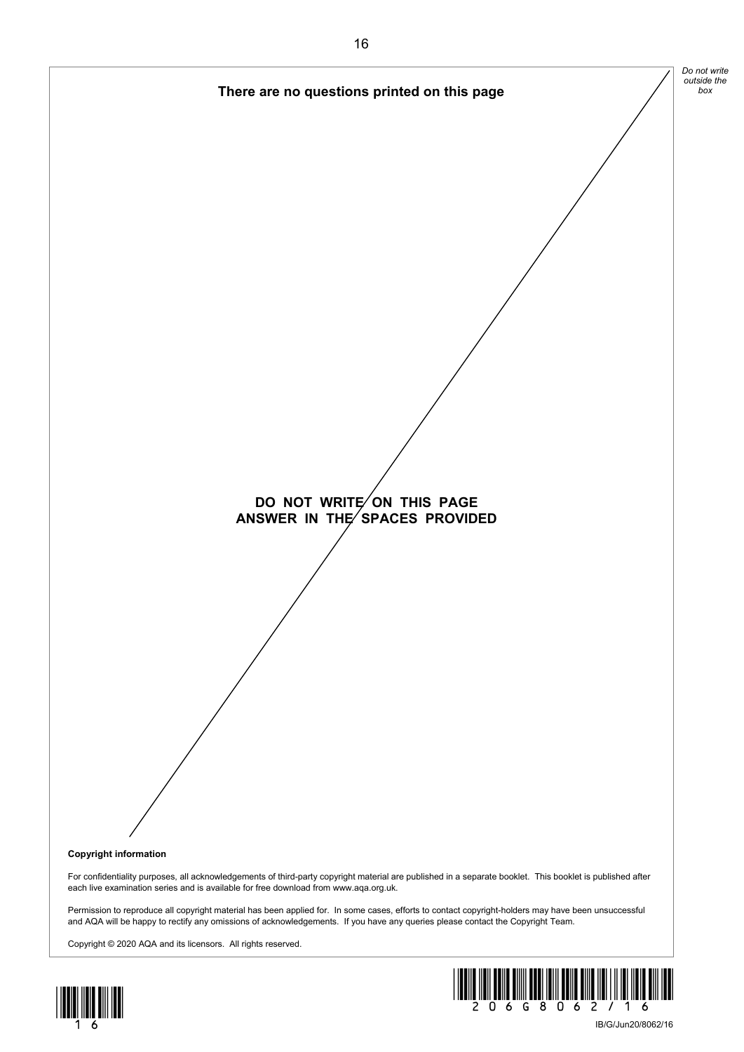There are no questions printed on this page

**DO NOT WRITE ON THIS PAGE**
**ANSWER IN THE SPACES PROVIDED**

**Copyright information**

For confidentiality purposes, all acknowledgements of third-party copyright material are published in a separate booklet. This booklet is published after each live examination series and is available for free download from www.aqa.org.uk.

Permission to reproduce all copyright material has been applied for. In some cases, efforts to contact copyright-holders may have been unsuccessful and AQA will be happy to rectify any omissions of acknowledgements. If you have any queries please contact the Copyright Team.

Copyright © 2020 AQA and its licensors. All rights reserved.